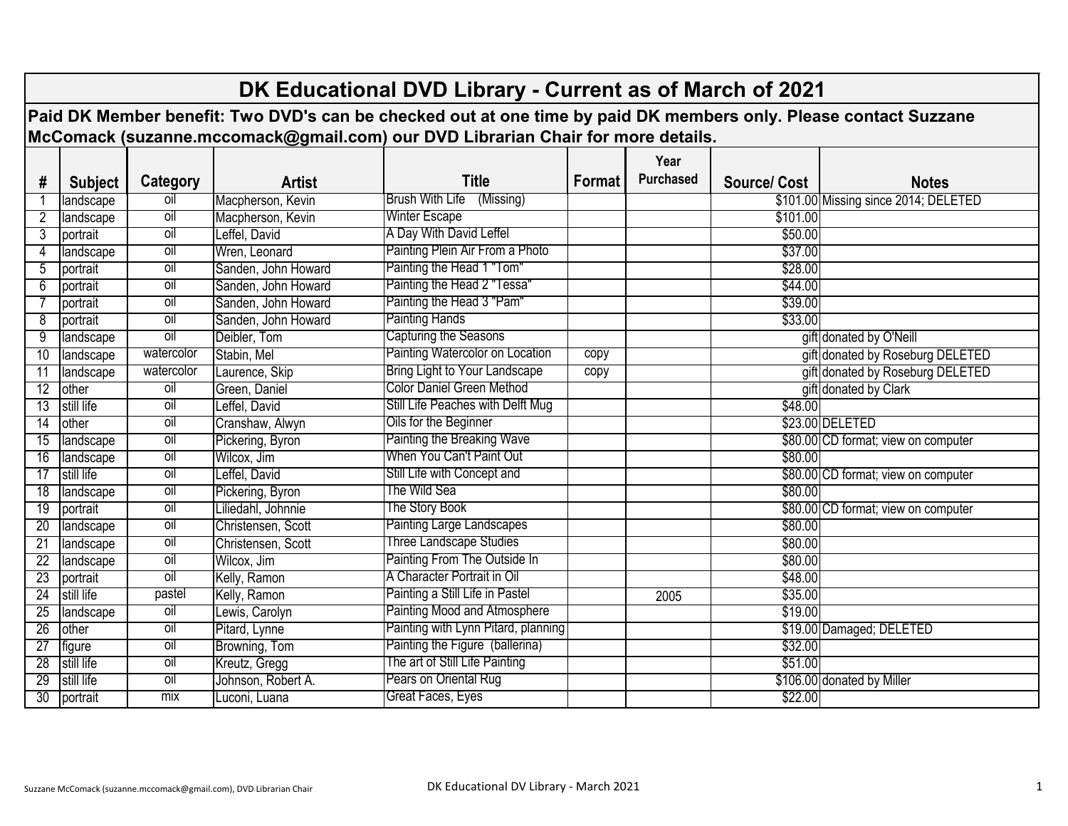# DK Educational DVD Library - Current as of March of 2021

**Paid DK Member benefit: Two DVD's can be checked out at one time by paid DK members only. Please contact Suzzane McComack (suzanne.mccomack@gmail.com) our DVD Librarian Chair for more details.**

| # | Subject | Category | Artist | Title | Format | Year Purchased | Source/ Cost | Notes |
|---|---|---|---|---|---|---|---|---|
| 1 | landscape | oil | Macpherson, Kevin | Brush With Life (Missing) | | | $101.00 | Missing since 2014; DELETED |
| 2 | landscape | oil | Macpherson, Kevin | Winter Escape | | | $101.00 | |
| 3 | portrait | oil | Leffel, David | A Day With David Leffel | | | $50.00 | |
| 4 | landscape | oil | Wren, Leonard | Painting Plein Air From a Photo | | | $37.00 | |
| 5 | portrait | oil | Sanden, John Howard | Painting the Head 1 "Tom" | | | $28.00 | |
| 6 | portrait | oil | Sanden, John Howard | Painting the Head 2 "Tessa" | | | $44.00 | |
| 7 | portrait | oil | Sanden, John Howard | Painting the Head 3 "Pam" | | | $39.00 | |
| 8 | portrait | oil | Sanden, John Howard | Painting Hands | | | $33.00 | |
| 9 | landscape | oil | Deibler, Tom | Capturing the Seasons | | | gift | donated by O'Neill |
| 10 | landscape | watercolor | Stabin, Mel | Painting Watercolor on Location | copy | | gift | donated by Roseburg DELETED |
| 11 | landscape | watercolor | Laurence, Skip | Bring Light to Your Landscape | copy | | gift | donated by Roseburg DELETED |
| 12 | other | oil | Green, Daniel | Color Daniel Green Method | | | gift | donated by Clark |
| 13 | still life | oil | Leffel, David | Still Life Peaches with Delft Mug | | | $48.00 | |
| 14 | other | oil | Cranshaw, Alwyn | Oils for the Beginner | | | $23.00 | DELETED |
| 15 | landscape | oil | Pickering, Byron | Painting the Breaking Wave | | | $80.00 | CD format; view on computer |
| 16 | landscape | oil | Wilcox, Jim | When You Can't Paint Out | | | $80.00 | |
| 17 | still life | oil | Leffel, David | Still Life with Concept and | | | $80.00 | CD format; view on computer |
| 18 | landscape | oil | Pickering, Byron | The Wild Sea | | | $80.00 | |
| 19 | portrait | oil | Liliedahl, Johnnie | The Story Book | | | $80.00 | CD format; view on computer |
| 20 | landscape | oil | Christensen, Scott | Painting Large Landscapes | | | $80.00 | |
| 21 | landscape | oil | Christensen, Scott | Three Landscape Studies | | | $80.00 | |
| 22 | landscape | oil | Wilcox, Jim | Painting From The Outside In | | | $80.00 | |
| 23 | portrait | oil | Kelly, Ramon | A Character Portrait in Oil | | | $48.00 | |
| 24 | still life | pastel | Kelly, Ramon | Painting a Still Life in Pastel | | 2005 | $35.00 | |
| 25 | landscape | oil | Lewis, Carolyn | Painting Mood and Atmosphere | | | $19.00 | |
| 26 | other | oil | Pitard, Lynne | Painting with Lynn Pitard, planning | | | $19.00 | Damaged; DELETED |
| 27 | figure | oil | Browning, Tom | Painting the Figure (ballerina) | | | $32.00 | |
| 28 | still life | oil | Kreutz, Gregg | The art of Still Life Painting | | | $51.00 | |
| 29 | still life | oil | Johnson, Robert A. | Pears on Oriental Rug | | | $106.00 | donated by Miller |
| 30 | portrait | mix | Luconi, Luana | Great Faces, Eyes | | | $22.00 | |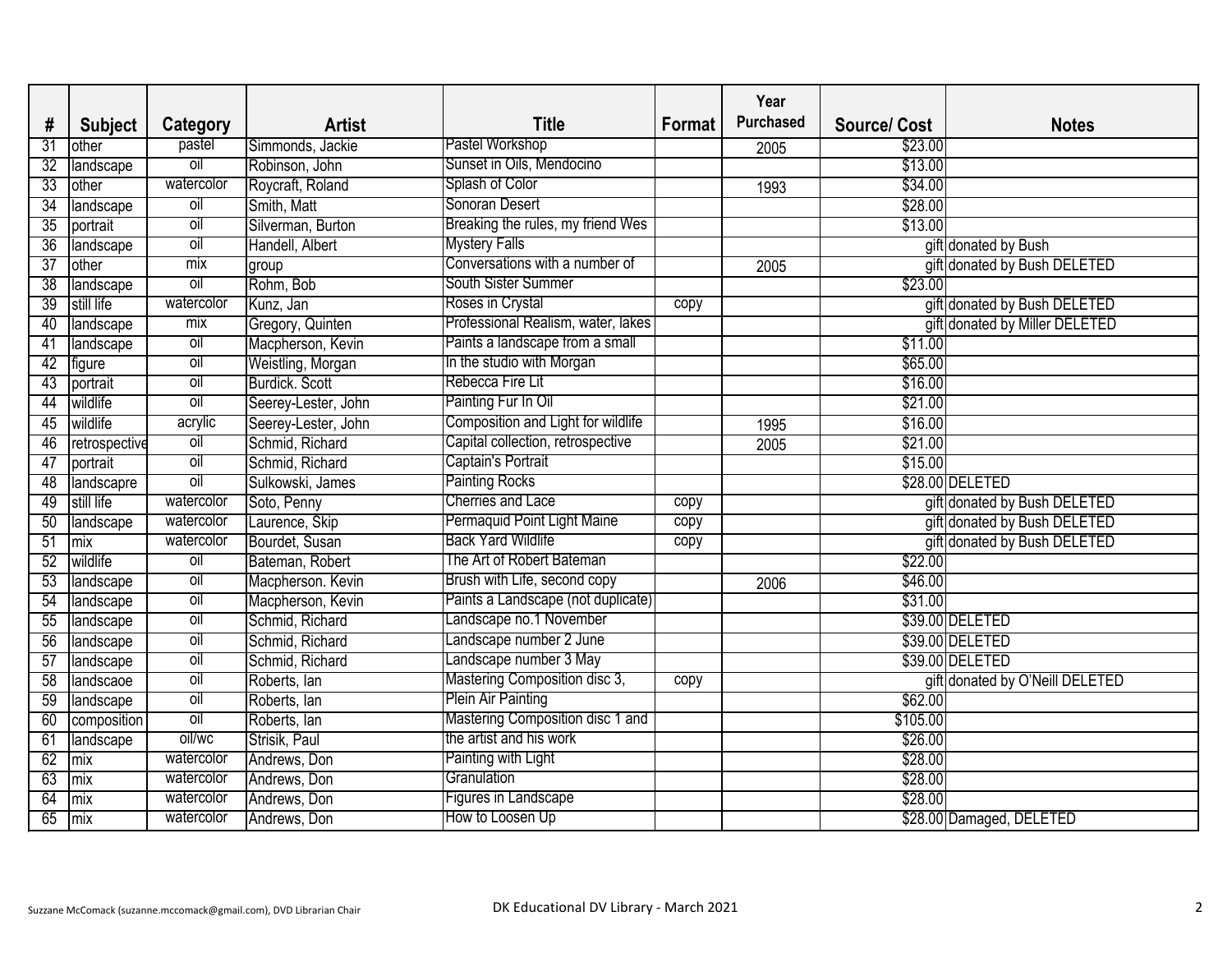| # | Subject | Category | Artist | Title | Format | Year Purchased | Source/ Cost | Notes |
|---|---|---|---|---|---|---|---|---|
| 31 | other | pastel | Simmonds, Jackie | Pastel Workshop | | 2005 | $23.00 | |
| 32 | landscape | oil | Robinson, John | Sunset in Oils, Mendocino | | | $13.00 | |
| 33 | other | watercolor | Roycraft, Roland | Splash of Color | | 1993 | $34.00 | |
| 34 | landscape | oil | Smith, Matt | Sonoran Desert | | | $28.00 | |
| 35 | portrait | oil | Silverman, Burton | Breaking the rules, my friend Wes | | | $13.00 | |
| 36 | landscape | oil | Handell, Albert | Mystery Falls | | | gift | donated by Bush |
| 37 | other | mix | group | Conversations with a number of | | 2005 | gift | donated by Bush DELETED |
| 38 | landscape | oil | Rohm, Bob | South Sister Summer | | | $23.00 | |
| 39 | still life | watercolor | Kunz, Jan | Roses in Crystal | copy | | gift | donated by Bush DELETED |
| 40 | landscape | mix | Gregory, Quinten | Professional Realism, water, lakes | | | gift | donated by Miller DELETED |
| 41 | landscape | oil | Macpherson, Kevin | Paints a landscape from a small | | | $11.00 | |
| 42 | figure | oil | Weistling, Morgan | In the studio with Morgan | | | $65.00 | |
| 43 | portrait | oil | Burdick. Scott | Rebecca Fire Lit | | | $16.00 | |
| 44 | wildlife | oil | Seerey-Lester, John | Painting Fur In Oil | | | $21.00 | |
| 45 | wildlife | acrylic | Seerey-Lester, John | Composition and Light for wildlife | | 1995 | $16.00 | |
| 46 | retrospective | oil | Schmid, Richard | Capital collection, retrospective | | 2005 | $21.00 | |
| 47 | portrait | oil | Schmid, Richard | Captain's Portrait | | | $15.00 | |
| 48 | landscapre | oil | Sulkowski, James | Painting Rocks | | | $28.00 | DELETED |
| 49 | still life | watercolor | Soto, Penny | Cherries and Lace | copy | | gift | donated by Bush DELETED |
| 50 | landscape | watercolor | Laurence, Skip | Permaquid Point Light Maine | copy | | gift | donated by Bush DELETED |
| 51 | mix | watercolor | Bourdet, Susan | Back Yard Wildlife | copy | | gift | donated by Bush DELETED |
| 52 | wildlife | oil | Bateman, Robert | The Art of Robert Bateman | | | $22.00 | |
| 53 | landscape | oil | Macpherson. Kevin | Brush with Life, second copy | | 2006 | $46.00 | |
| 54 | landscape | oil | Macpherson, Kevin | Paints a Landscape (not duplicate) | | | $31.00 | |
| 55 | landscape | oil | Schmid, Richard | Landscape no.1 November | | | $39.00 | DELETED |
| 56 | landscape | oil | Schmid, Richard | Landscape number 2 June | | | $39.00 | DELETED |
| 57 | landscape | oil | Schmid, Richard | Landscape number 3 May | | | $39.00 | DELETED |
| 58 | landscaoe | oil | Roberts, Ian | Mastering Composition disc 3, | copy | | gift | donated by O'Neill DELETED |
| 59 | landscape | oil | Roberts, Ian | Plein Air Painting | | | $62.00 | |
| 60 | composition | oil | Roberts, Ian | Mastering Composition disc 1 and | | | $105.00 | |
| 61 | landscape | oil/wc | Strisik, Paul | the artist and his work | | | $26.00 | |
| 62 | mix | watercolor | Andrews, Don | Painting with Light | | | $28.00 | |
| 63 | mix | watercolor | Andrews, Don | Granulation | | | $28.00 | |
| 64 | mix | watercolor | Andrews, Don | Figures in Landscape | | | $28.00 | |
| 65 | mix | watercolor | Andrews, Don | How to Loosen Up | | | $28.00 | Damaged, DELETED |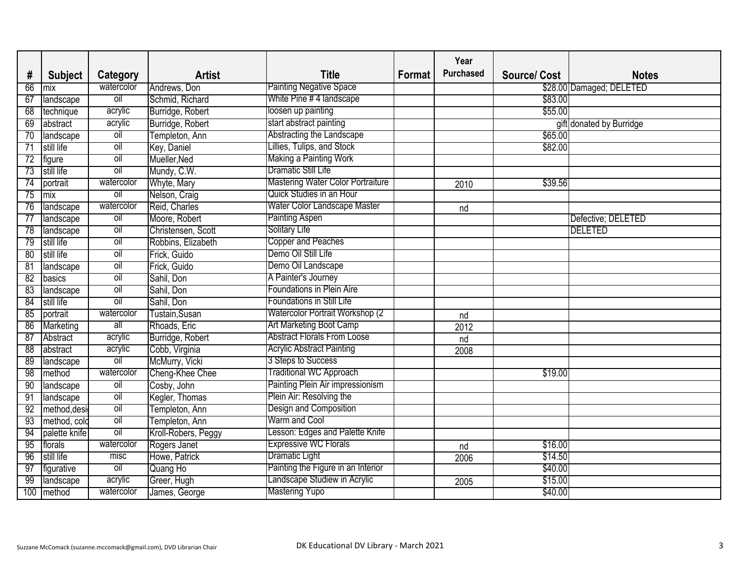| # | Subject | Category | Artist | Title | Format | Year Purchased | Source/ Cost | Notes |
|---|---|---|---|---|---|---|---|---|
| 66 | mix | watercolor | Andrews, Don | Painting Negative Space | | | $28.00 | Damaged; DELETED |
| 67 | landscape | oil | Schmid, Richard | White Pine # 4 landscape | | | $83.00 | |
| 68 | technique | acrylic | Burridge, Robert | loosen up painting | | | $55.00 | |
| 69 | abstract | acrylic | Burridge, Robert | start abstract painting | | | gift | donated by Burridge |
| 70 | landscape | oil | Templeton, Ann | Abstracting the Landscape | | | $65.00 | |
| 71 | still life | oil | Key, Daniel | Lillies, Tulips, and Stock | | | $82.00 | |
| 72 | figure | oil | Mueller,Ned | Making a Painting Work | | | | |
| 73 | still life | oil | Mundy, C.W. | Dramatic Still Life | | | | |
| 74 | portrait | watercolor | Whyte, Mary | Mastering Water Color Portraiture | | 2010 | $39.56 | |
| 75 | mix | oil | Nelson, Craig | Quick Studies in an Hour | | | | |
| 76 | landscape | watercolor | Reid, Charles | Water Color Landscape Master | | nd | | |
| 77 | landscape | oil | Moore, Robert | Painting Aspen | | | | Defective; DELETED |
| 78 | landscape | oil | Christensen, Scott | Solitary Life | | | | DELETED |
| 79 | still life | oil | Robbins, Elizabeth | Copper and Peaches | | | | |
| 80 | still life | oil | Frick, Guido | Demo Oil Still Life | | | | |
| 81 | landscape | oil | Frick, Guido | Demo Oil Landscape | | | | |
| 82 | basics | oil | Sahil, Don | A Painter's Journey | | | | |
| 83 | landscape | oil | Sahil, Don | Foundations in Plein Aire | | | | |
| 84 | still life | oil | Sahil, Don | Foundations in Still Life | | | | |
| 85 | portrait | watercolor | Tustain,Susan | Watercolor Portrait Workshop (2 | | nd | | |
| 86 | Marketing | all | Rhoads, Eric | Art Marketing Boot Camp | | 2012 | | |
| 87 | Abstract | acrylic | Burridge, Robert | Abstract Florals From Loose | | nd | | |
| 88 | abstract | acrylic | Cobb, Virginia | Acrylic Abstract Painting | | 2008 | | |
| 89 | landscape | oil | McMurry, Vicki | 3 Steps to Success | | | | |
| 98 | method | watercolor | Cheng-Khee Chee | Traditional WC Approach | | | $19.00 | |
| 90 | landscape | oil | Cosby, John | Painting Plein Air impressionism | | | | |
| 91 | landscape | oil | Kegler, Thomas | Plein Air: Resolving the | | | | |
| 92 | method,desi | oil | Templeton, Ann | Design and Composition | | | | |
| 93 | method, colo | oil | Templeton, Ann | Warm and Cool | | | | |
| 94 | palette knife | oil | Kroll-Robers, Peggy | Lesson: Edges and Palette Knife | | | | |
| 95 | florals | watercolor | Rogers Janet | Expressive WC Florals | | nd | $16.00 | |
| 96 | still life | misc | Howe, Patrick | Dramatic Light | | 2006 | $14.50 | |
| 97 | figurative | oil | Quang Ho | Painting the Figure in an Interior | | | $40.00 | |
| 99 | landscape | acrylic | Greer, Hugh | Landscape Studiew in Acrylic | | 2005 | $15.00 | |
| 100 | method | watercolor | James, George | Mastering Yupo | | | $40.00 | |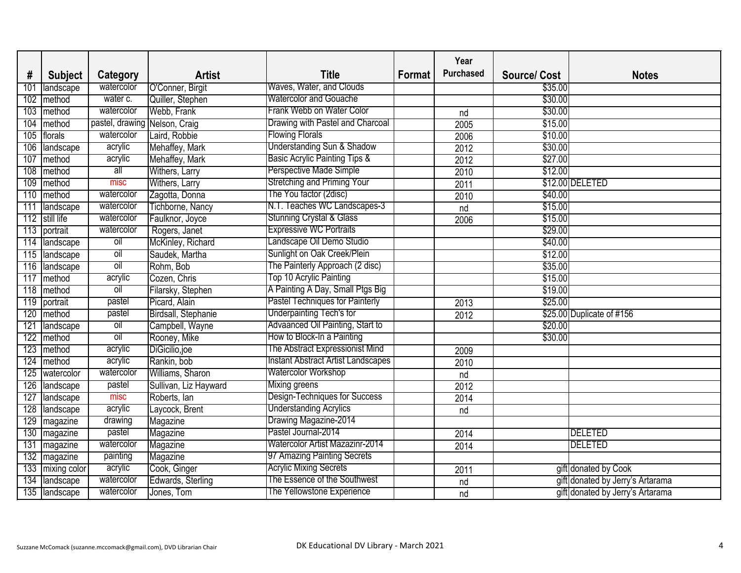| # | Subject | Category | Artist | Title | Format | Year Purchased | Source/ Cost | Notes |
|---|---|---|---|---|---|---|---|---|
| 101 | landscape | watercolor | O'Conner, Birgit | Waves, Water, and Clouds | | | $35.00 | |
| 102 | method | water c. | Quiller, Stephen | Watercolor and Gouache | | | $30.00 | |
| 103 | method | watercolor | Webb, Frank | Frank Webb on Water Color | | nd | $30.00 | |
| 104 | method | pastel, drawing | Nelson, Craig | Drawing with Pastel and Charcoal | | 2005 | $15.00 | |
| 105 | florals | watercolor | Laird, Robbie | Flowing Florals | | 2006 | $10.00 | |
| 106 | landscape | acrylic | Mehaffey, Mark | Understanding Sun & Shadow | | 2012 | $30.00 | |
| 107 | method | acrylic | Mehaffey, Mark | Basic Acrylic Painting Tips & | | 2012 | $27.00 | |
| 108 | method | all | Withers, Larry | Perspective Made Simple | | 2010 | $12.00 | |
| 109 | method | misc | Withers, Larry | Stretching and Priming Your | | 2011 | $12.00 | DELETED |
| 110 | method | watercolor | Zagotta, Donna | The You factor (2disc) | | 2010 | $40.00 | |
| 111 | landscape | watercolor | Tichborne, Nancy | N.T. Teaches WC Landscapes-3 | | nd | $15.00 | |
| 112 | still life | watercolor | Faulknor, Joyce | Stunning Crystal & Glass | | 2006 | $15.00 | |
| 113 | portrait | watercolor | Rogers, Janet | Expressive WC Portraits | | | $29.00 | |
| 114 | landscape | oil | McKinley, Richard | Landscape Oil Demo Studio | | | $40.00 | |
| 115 | landscape | oil | Saudek, Martha | Sunlight on Oak Creek/Plein | | | $12.00 | |
| 116 | landscape | oil | Rohm, Bob | The Painterly Approach (2 disc) | | | $35.00 | |
| 117 | method | acrylic | Cozen, Chris | Top 10 Acrylic Painting | | | $15.00 | |
| 118 | method | oil | Filarsky, Stephen | A Painting A Day, Small Ptgs Big | | | $19.00 | |
| 119 | portrait | pastel | Picard, Alain | Pastel Techniques for Painterly | | 2013 | $25.00 | |
| 120 | method | pastel | Birdsall, Stephanie | Underpainting Tech's for | | 2012 | $25.00 | Duplicate of #156 |
| 121 | landscape | oil | Campbell, Wayne | Advaanced Oil Painting, Start to | | | $20.00 | |
| 122 | method | oil | Rooney, Mike | How to Block-In a Painting | | | $30.00 | |
| 123 | method | acrylic | DiGicilio,joe | The Abstract Expressionist Mind | | 2009 | | |
| 124 | method | acrylic | Rankin, bob | Instant Abstract Artist Landscapes | | 2010 | | |
| 125 | watercolor | watercolor | Williams, Sharon | Watercolor Workshop | | nd | | |
| 126 | landscape | pastel | Sullivan, Liz Hayward | Mixing greens | | 2012 | | |
| 127 | landscape | misc | Roberts, Ian | Design-Techniques for Success | | 2014 | | |
| 128 | landscape | acrylic | Laycock, Brent | Understanding Acrylics | | nd | | |
| 129 | magazine | drawing | Magazine | Drawing Magazine-2014 | | | | |
| 130 | magazine | pastel | Magazine | Pastel Journal-2014 | | 2014 | | DELETED |
| 131 | magazine | watercolor | Magazine | Watercolor Artist Mazazinr-2014 | | 2014 | | DELETED |
| 132 | magazine | painting | Magazine | 97 Amazing Painting Secrets | | | | |
| 133 | mixing color | acrylic | Cook, Ginger | Acrylic Mixing Secrets | | 2011 | gift | donated by Cook |
| 134 | landscape | watercolor | Edwards, Sterling | The Essence of the Southwest | | nd | gift | donated by Jerry's Artarama |
| 135 | landscape | watercolor | Jones, Tom | The Yellowstone Experience | | nd | gift | donated by Jerry's Artarama |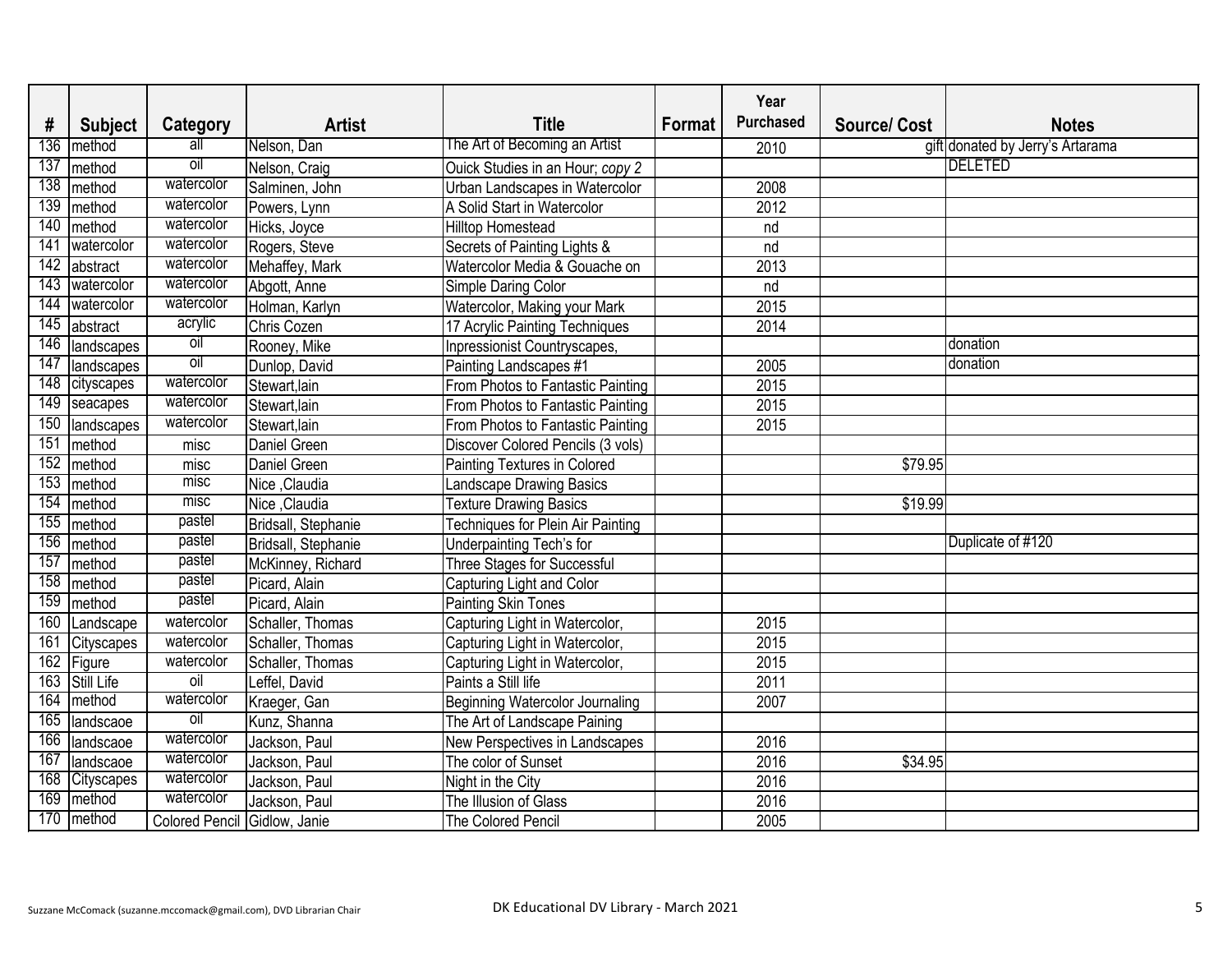| # | Subject | Category | Artist | Title | Format | Year Purchased | Source/ Cost | Notes |
|---|---|---|---|---|---|---|---|---|
| 136 | method | all | Nelson, Dan | The Art of Becoming an Artist | | 2010 | gift | donated by Jerry's Artarama |
| 137 | method | oil | Nelson, Craig | Ouick Studies in an Hour; *copy 2* | | | | DELETED |
| 138 | method | watercolor | Salminen, John | Urban Landscapes in Watercolor | | 2008 | | |
| 139 | method | watercolor | Powers, Lynn | A Solid Start in Watercolor | | 2012 | | |
| 140 | method | watercolor | Hicks, Joyce | Hilltop Homestead | | nd | | |
| 141 | watercolor | watercolor | Rogers, Steve | Secrets of Painting Lights & | | nd | | |
| 142 | abstract | watercolor | Mehaffey, Mark | Watercolor Media & Gouache on | | 2013 | | |
| 143 | watercolor | watercolor | Abgott, Anne | Simple Daring Color | | nd | | |
| 144 | watercolor | watercolor | Holman, Karlyn | Watercolor, Making your Mark | | 2015 | | |
| 145 | abstract | acrylic | Chris Cozen | 17 Acrylic Painting Techniques | | 2014 | | |
| 146 | landscapes | oil | Rooney, Mike | Inpressionist Countryscapes, | | | | donation |
| 147 | landscapes | oil | Dunlop, David | Painting Landscapes #1 | | 2005 | | donation |
| 148 | cityscapes | watercolor | Stewart,lain | From Photos to Fantastic Painting | | 2015 | | |
| 149 | seacapes | watercolor | Stewart,lain | From Photos to Fantastic Painting | | 2015 | | |
| 150 | landscapes | watercolor | Stewart,lain | From Photos to Fantastic Painting | | 2015 | | |
| 151 | method | misc | Daniel Green | Discover Colored Pencils (3 vols) | | | | |
| 152 | method | misc | Daniel Green | Painting Textures in Colored | | | $79.95 | |
| 153 | method | misc | Nice ,Claudia | Landscape Drawing Basics | | | | |
| 154 | method | misc | Nice ,Claudia | Texture Drawing Basics | | | $19.99 | |
| 155 | method | pastel | Bridsall, Stephanie | Techniques for Plein Air Painting | | | | |
| 156 | method | pastel | Bridsall, Stephanie | Underpainting Tech's for | | | | Duplicate of #120 |
| 157 | method | pastel | McKinney, Richard | Three Stages for Successful | | | | |
| 158 | method | pastel | Picard, Alain | Capturing Light and Color | | | | |
| 159 | method | pastel | Picard, Alain | Painting Skin Tones | | | | |
| 160 | Landscape | watercolor | Schaller, Thomas | Capturing Light in Watercolor, | | 2015 | | |
| 161 | Cityscapes | watercolor | Schaller, Thomas | Capturing Light in Watercolor, | | 2015 | | |
| 162 | Figure | watercolor | Schaller, Thomas | Capturing Light in Watercolor, | | 2015 | | |
| 163 | Still Life | oil | Leffel, David | Paints a Still life | | 2011 | | |
| 164 | method | watercolor | Kraeger, Gan | Beginning Watercolor Journaling | | 2007 | | |
| 165 | landscaoe | oil | Kunz, Shanna | The Art of Landscape Paining | | | | |
| 166 | landscaoe | watercolor | Jackson, Paul | New Perspectives in Landscapes | | 2016 | | |
| 167 | landscaoe | watercolor | Jackson, Paul | The color of Sunset | | 2016 | $34.95 | |
| 168 | Cityscapes | watercolor | Jackson, Paul | Night in the City | | 2016 | | |
| 169 | method | watercolor | Jackson, Paul | The Illusion of Glass | | 2016 | | |
| 170 | method | Colored Pencil | Gidlow, Janie | The Colored Pencil | | 2005 | | |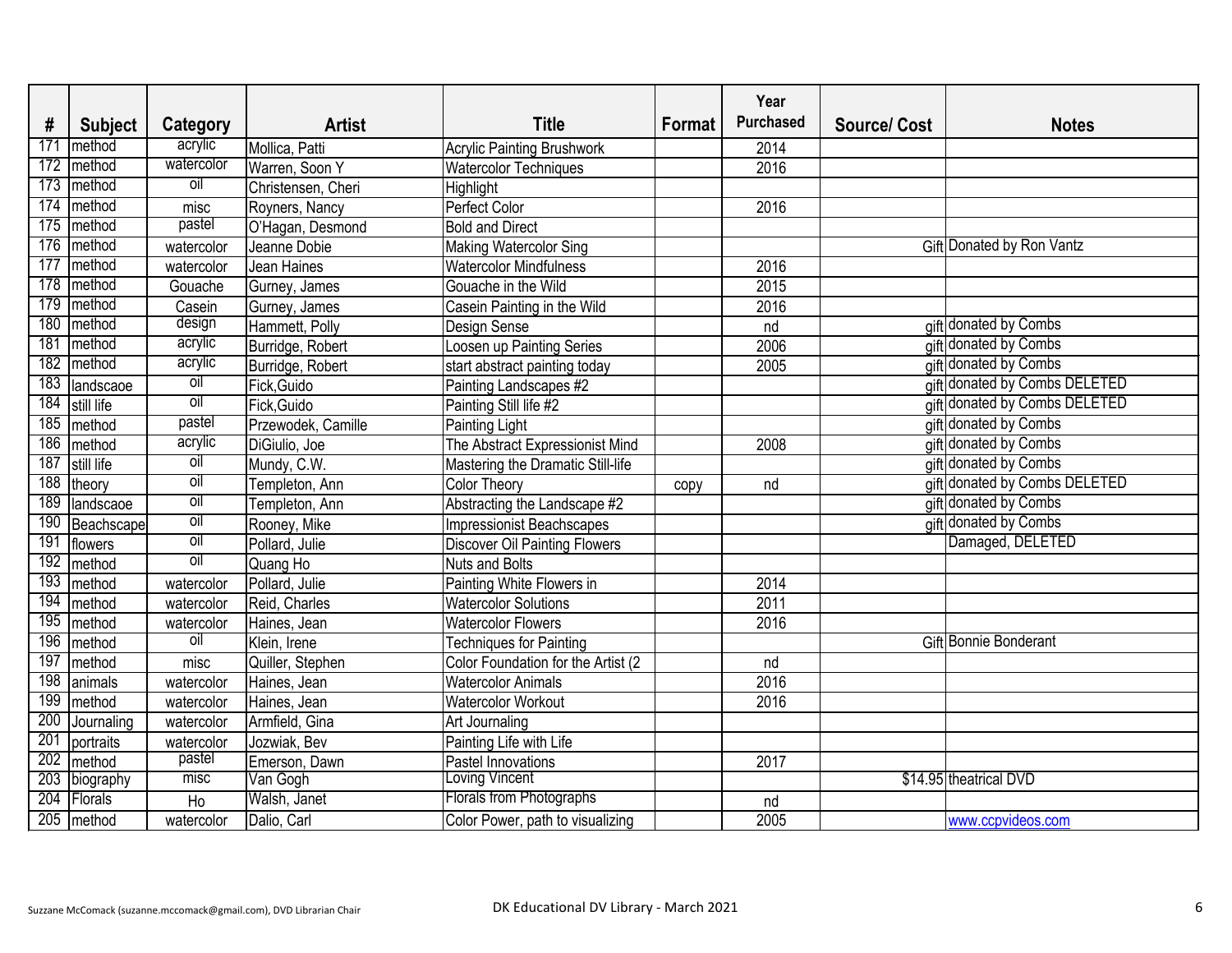| # | Subject | Category | Artist | Title | Format | Year Purchased | Source/ Cost | Notes |
|---|---|---|---|---|---|---|---|---|
| 171 | method | acrylic | Mollica, Patti | Acrylic Painting Brushwork | | 2014 | | |
| 172 | method | watercolor | Warren, Soon Y | Watercolor Techniques | | 2016 | | |
| 173 | method | oil | Christensen, Cheri | Highlight | | | | |
| 174 | method | misc | Royners, Nancy | Perfect Color | | 2016 | | |
| 175 | method | pastel | O'Hagan, Desmond | Bold and Direct | | | | |
| 176 | method | watercolor | Jeanne Dobie | Making Watercolor Sing | | | Gift | Donated by Ron Vantz |
| 177 | method | watercolor | Jean Haines | Watercolor Mindfulness | | 2016 | | |
| 178 | method | Gouache | Gurney, James | Gouache in the Wild | | 2015 | | |
| 179 | method | Casein | Gurney, James | Casein Painting in the Wild | | 2016 | | |
| 180 | method | design | Hammett, Polly | Design Sense | | nd | gift | donated by Combs |
| 181 | method | acrylic | Burridge, Robert | Loosen up Painting Series | | 2006 | gift | donated by Combs |
| 182 | method | acrylic | Burridge, Robert | start abstract painting today | | 2005 | gift | donated by Combs |
| 183 | landscaoe | oil | Fick,Guido | Painting Landscapes #2 | | | gift | donated by Combs DELETED |
| 184 | still life | oil | Fick,Guido | Painting Still life #2 | | | gift | donated by Combs DELETED |
| 185 | method | pastel | Przewodek, Camille | Painting Light | | | gift | donated by Combs |
| 186 | method | acrylic | DiGiulio, Joe | The Abstract Expressionist Mind | | 2008 | gift | donated by Combs |
| 187 | still life | oil | Mundy, C.W. | Mastering the Dramatic Still-life | | | gift | donated by Combs |
| 188 | theory | oil | Templeton, Ann | Color Theory | copy | nd | gift | donated by Combs DELETED |
| 189 | landscaoe | oil | Templeton, Ann | Abstracting the Landscape #2 | | | gift | donated by Combs |
| 190 | Beachscape | oil | Rooney, Mike | Impressionist Beachscapes | | | gift | donated by Combs |
| 191 | flowers | oil | Pollard, Julie | Discover Oil Painting Flowers | | | | Damaged, DELETED |
| 192 | method | oil | Quang Ho | Nuts and Bolts | | | | |
| 193 | method | watercolor | Pollard, Julie | Painting White Flowers in | | 2014 | | |
| 194 | method | watercolor | Reid, Charles | Watercolor Solutions | | 2011 | | |
| 195 | method | watercolor | Haines, Jean | Watercolor Flowers | | 2016 | | |
| 196 | method | oil | Klein, Irene | Techniques for Painting | | | Gift | Bonnie Bonderant |
| 197 | method | misc | Quiller, Stephen | Color Foundation for the Artist (2 | | nd | | |
| 198 | animals | watercolor | Haines, Jean | Watercolor Animals | | 2016 | | |
| 199 | method | watercolor | Haines, Jean | Watercolor Workout | | 2016 | | |
| 200 | Journaling | watercolor | Armfield, Gina | Art Journaling | | | | |
| 201 | portraits | watercolor | Jozwiak, Bev | Painting Life with Life | | | | |
| 202 | method | pastel | Emerson, Dawn | Pastel Innovations | | 2017 | | |
| 203 | biography | misc | Van Gogh | Loving Vincent | | | $14.95 | theatrical DVD |
| 204 | Florals | Ho | Walsh, Janet | Florals from Photographs | | nd | | |
| 205 | method | watercolor | Dalio, Carl | Color Power, path to visualizing | | 2005 | | www.ccpvideos.com |

Suzzane McComack (suzanne.mccomack@gmail.com), DVD Librarian Chair DK Educational DV Library - March 2021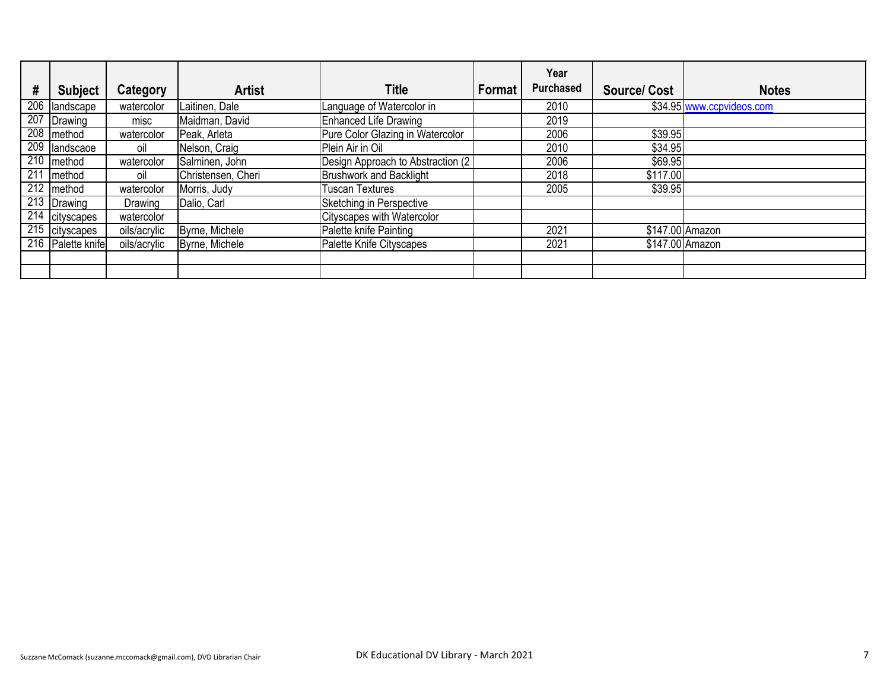| # | Subject | Category | Artist | Title | Format | Year Purchased | Source/ Cost | Notes |
|---|---|---|---|---|---|---|---|---|
| 206 | landscape | watercolor | Laitinen, Dale | Language of Watercolor in | | 2010 | $34.95 | www.ccpvideos.com |
| 207 | Drawing | misc | Maidman, David | Enhanced Life Drawing | | 2019 | | |
| 208 | method | watercolor | Peak, Arleta | Pure Color Glazing in Watercolor | | 2006 | $39.95 | |
| 209 | landscaoe | oil | Nelson, Craig | Plein Air in Oil | | 2010 | $34.95 | |
| 210 | method | watercolor | Salminen, John | Design Approach to Abstraction (2 | | 2006 | $69.95 | |
| 211 | method | oil | Christensen, Cheri | Brushwork and Backlight | | 2018 | $117.00 | |
| 212 | method | watercolor | Morris, Judy | Tuscan Textures | | 2005 | $39.95 | |
| 213 | Drawing | Drawing | Dalio, Carl | Sketching in Perspective | | | | |
| 214 | cityscapes | watercolor | | Cityscapes with Watercolor | | | | |
| 215 | cityscapes | oils/acrylic | Byrne, Michele | Palette knife Painting | | 2021 | $147.00 | Amazon |
| 216 | Palette knife | oils/acrylic | Byrne, Michele | Palette Knife Cityscapes | | 2021 | $147.00 | Amazon |
| | | | | | | | | |
| | | | | | | | | |

Suzzane McComack (suzanne.mccomack@gmail.com), DVD Librarian Chair

DK Educational DV Library - March 2021